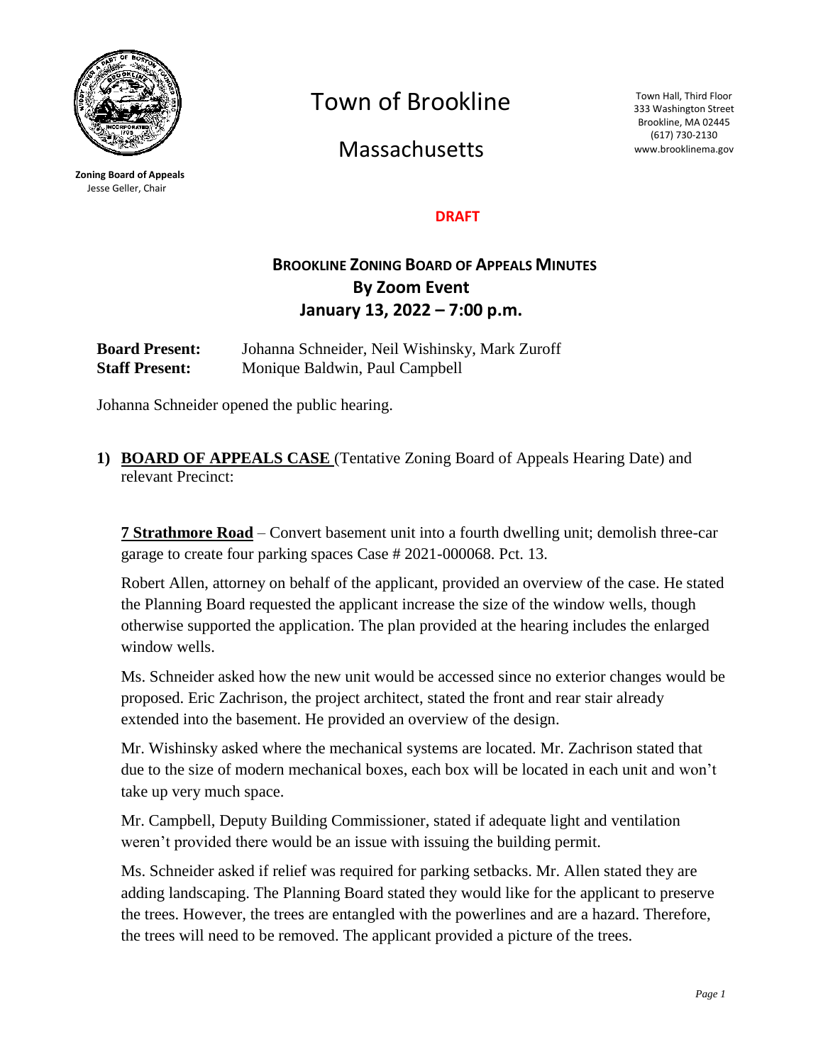Zoning Board of Appeals
Jesse Geller, Chair

# Town of Brookline

# Massachusetts

Town Hall, Third Floor
333 Washington Street
Brookline, MA 02445
(617) 730-2130
www.brooklinema.gov

**DRAFT**

## BROOKLINE ZONING BOARD OF APPEALS MINUTES
## By Zoom Event
## January 13, 2022 – 7:00 p.m.

**Board Present:** Johanna Schneider, Neil Wishinsky, Mark Zuroff
**Staff Present:** Monique Baldwin, Paul Campbell

Johanna Schneider opened the public hearing.

1) **BOARD OF APPEALS CASE** (Tentative Zoning Board of Appeals Hearing Date) and relevant Precinct:

**7 Strathmore Road** – Convert basement unit into a fourth dwelling unit; demolish three-car garage to create four parking spaces Case # 2021-000068. Pct. 13.

Robert Allen, attorney on behalf of the applicant, provided an overview of the case. He stated the Planning Board requested the applicant increase the size of the window wells, though otherwise supported the application. The plan provided at the hearing includes the enlarged window wells.

Ms. Schneider asked how the new unit would be accessed since no exterior changes would be proposed. Eric Zachrison, the project architect, stated the front and rear stair already extended into the basement. He provided an overview of the design.

Mr. Wishinsky asked where the mechanical systems are located. Mr. Zachrison stated that due to the size of modern mechanical boxes, each box will be located in each unit and won't take up very much space.

Mr. Campbell, Deputy Building Commissioner, stated if adequate light and ventilation weren't provided there would be an issue with issuing the building permit.

Ms. Schneider asked if relief was required for parking setbacks. Mr. Allen stated they are adding landscaping. The Planning Board stated they would like for the applicant to preserve the trees. However, the trees are entangled with the powerlines and are a hazard. Therefore, the trees will need to be removed. The applicant provided a picture of the trees.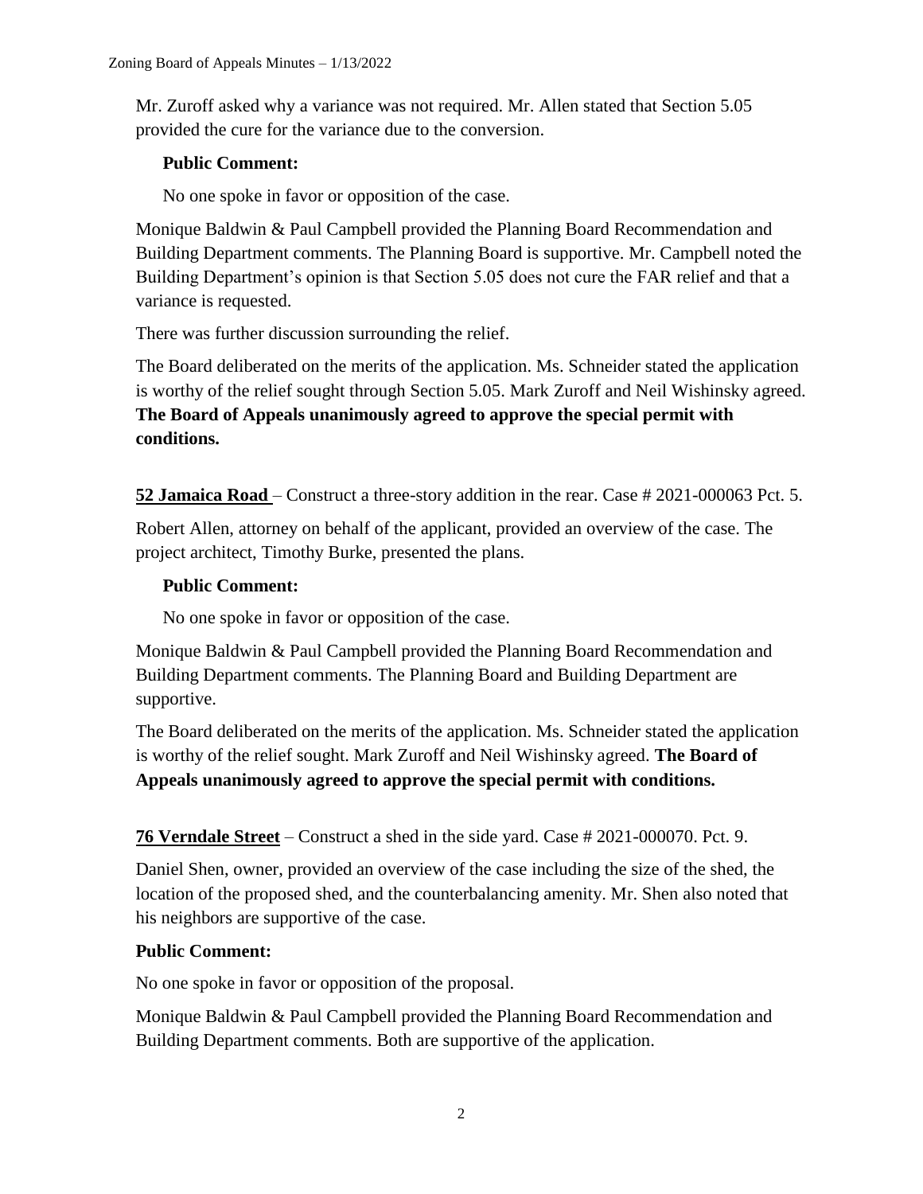Mr. Zuroff asked why a variance was not required. Mr. Allen stated that Section 5.05 provided the cure for the variance due to the conversion.

**Public Comment:**

No one spoke in favor or opposition of the case.

Monique Baldwin & Paul Campbell provided the Planning Board Recommendation and Building Department comments. The Planning Board is supportive. Mr. Campbell noted the Building Department's opinion is that Section 5.05 does not cure the FAR relief and that a variance is requested.

There was further discussion surrounding the relief.

The Board deliberated on the merits of the application. Ms. Schneider stated the application is worthy of the relief sought through Section 5.05. Mark Zuroff and Neil Wishinsky agreed. **The Board of Appeals unanimously agreed to approve the special permit with conditions.**

**52 Jamaica Road** – Construct a three-story addition in the rear. Case # 2021-000063 Pct. 5.

Robert Allen, attorney on behalf of the applicant, provided an overview of the case. The project architect, Timothy Burke, presented the plans.

**Public Comment:**

No one spoke in favor or opposition of the case.

Monique Baldwin & Paul Campbell provided the Planning Board Recommendation and Building Department comments. The Planning Board and Building Department are supportive.

The Board deliberated on the merits of the application. Ms. Schneider stated the application is worthy of the relief sought. Mark Zuroff and Neil Wishinsky agreed. **The Board of Appeals unanimously agreed to approve the special permit with conditions.**

**76 Verndale Street** – Construct a shed in the side yard. Case # 2021-000070. Pct. 9.

Daniel Shen, owner, provided an overview of the case including the size of the shed, the location of the proposed shed, and the counterbalancing amenity. Mr. Shen also noted that his neighbors are supportive of the case.

**Public Comment:**

No one spoke in favor or opposition of the proposal.

Monique Baldwin & Paul Campbell provided the Planning Board Recommendation and Building Department comments. Both are supportive of the application.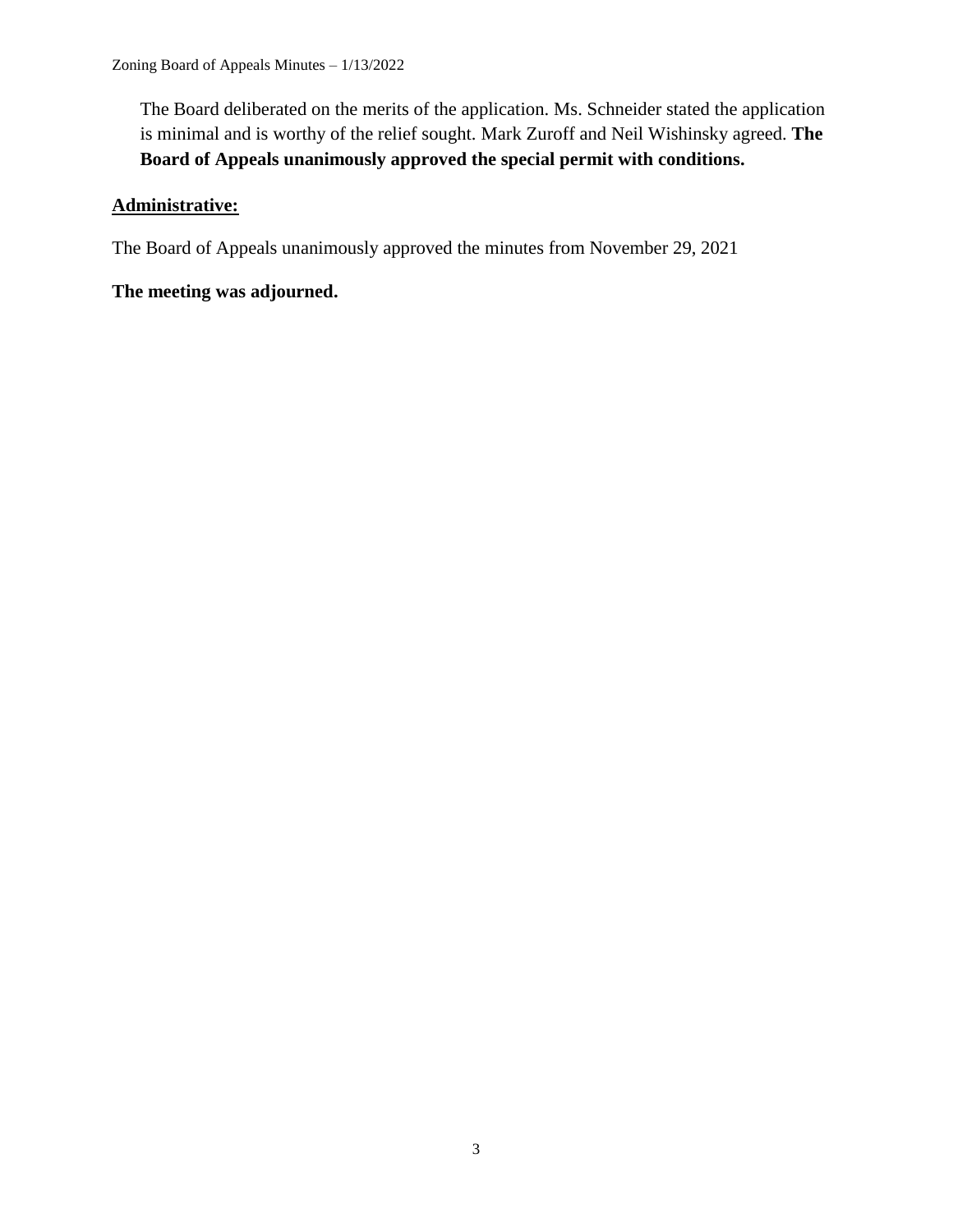The Board deliberated on the merits of the application. Ms. Schneider stated the application is minimal and is worthy of the relief sought. Mark Zuroff and Neil Wishinsky agreed. **The Board of Appeals unanimously approved the special permit with conditions.**

**Administrative:**

The Board of Appeals unanimously approved the minutes from November 29, 2021

**The meeting was adjourned.**